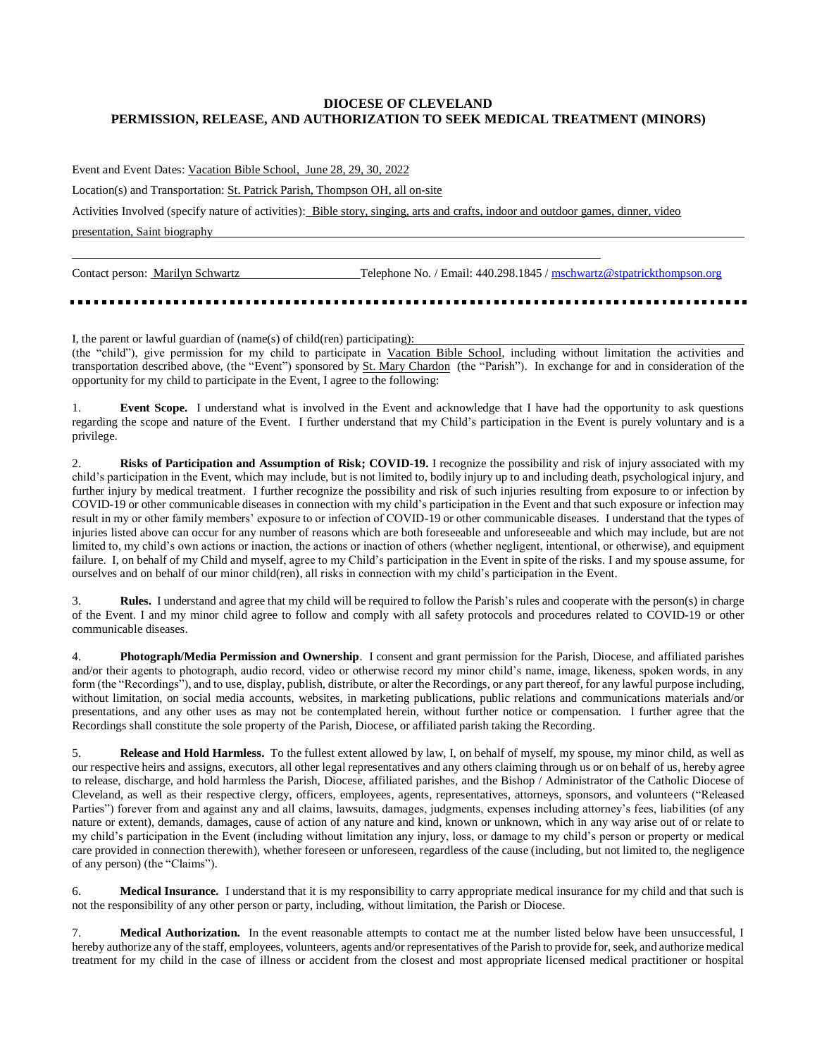**DIOCESE OF CLEVELAND**
**PERMISSION, RELEASE, AND AUTHORIZATION TO SEEK MEDICAL TREATMENT (MINORS)**

Event and Event Dates: Vacation Bible School, June 28, 29, 30, 2022

Location(s) and Transportation: St. Patrick Parish, Thompson OH, all on-site

Activities Involved (specify nature of activities): Bible story, singing, arts and crafts, indoor and outdoor games, dinner, video presentation, Saint biography

Contact person: Marilyn Schwartz Telephone No. / Email: 440.298.1845 / mschwartz@stpatrickthompson.org

---

I, the parent or lawful guardian of (name(s) of child(ren) participating): \_\_\_\_\_\_\_\_\_\_\_\_\_\_\_\_\_\_\_\_ (the "child"), give permission for my child to participate in Vacation Bible School, including without limitation the activities and transportation described above, (the "Event") sponsored by St. Mary Chardon (the "Parish"). In exchange for and in consideration of the opportunity for my child to participate in the Event, I agree to the following:

1. **Event Scope.** I understand what is involved in the Event and acknowledge that I have had the opportunity to ask questions regarding the scope and nature of the Event. I further understand that my Child's participation in the Event is purely voluntary and is a privilege.

2. **Risks of Participation and Assumption of Risk; COVID-19.** I recognize the possibility and risk of injury associated with my child's participation in the Event, which may include, but is not limited to, bodily injury up to and including death, psychological injury, and further injury by medical treatment. I further recognize the possibility and risk of such injuries resulting from exposure to or infection by COVID-19 or other communicable diseases in connection with my child's participation in the Event and that such exposure or infection may result in my or other family members' exposure to or infection of COVID-19 or other communicable diseases. I understand that the types of injuries listed above can occur for any number of reasons which are both foreseeable and unforeseeable and which may include, but are not limited to, my child's own actions or inaction, the actions or inaction of others (whether negligent, intentional, or otherwise), and equipment failure. I, on behalf of my Child and myself, agree to my Child's participation in the Event in spite of the risks. I and my spouse assume, for ourselves and on behalf of our minor child(ren), all risks in connection with my child's participation in the Event.

3. **Rules.** I understand and agree that my child will be required to follow the Parish's rules and cooperate with the person(s) in charge of the Event. I and my minor child agree to follow and comply with all safety protocols and procedures related to COVID-19 or other communicable diseases.

4. **Photograph/Media Permission and Ownership**. I consent and grant permission for the Parish, Diocese, and affiliated parishes and/or their agents to photograph, audio record, video or otherwise record my minor child's name, image, likeness, spoken words, in any form (the "Recordings"), and to use, display, publish, distribute, or alter the Recordings, or any part thereof, for any lawful purpose including, without limitation, on social media accounts, websites, in marketing publications, public relations and communications materials and/or presentations, and any other uses as may not be contemplated herein, without further notice or compensation. I further agree that the Recordings shall constitute the sole property of the Parish, Diocese, or affiliated parish taking the Recording.

5. **Release and Hold Harmless.** To the fullest extent allowed by law, I, on behalf of myself, my spouse, my minor child, as well as our respective heirs and assigns, executors, all other legal representatives and any others claiming through us or on behalf of us, hereby agree to release, discharge, and hold harmless the Parish, Diocese, affiliated parishes, and the Bishop / Administrator of the Catholic Diocese of Cleveland, as well as their respective clergy, officers, employees, agents, representatives, attorneys, sponsors, and volunteers ("Released Parties") forever from and against any and all claims, lawsuits, damages, judgments, expenses including attorney's fees, liabilities (of any nature or extent), demands, damages, cause of action of any nature and kind, known or unknown, which in any way arise out of or relate to my child's participation in the Event (including without limitation any injury, loss, or damage to my child's person or property or medical care provided in connection therewith), whether foreseen or unforeseen, regardless of the cause (including, but not limited to, the negligence of any person) (the "Claims").

6. **Medical Insurance.** I understand that it is my responsibility to carry appropriate medical insurance for my child and that such is not the responsibility of any other person or party, including, without limitation, the Parish or Diocese.

7. **Medical Authorization.** In the event reasonable attempts to contact me at the number listed below have been unsuccessful, I hereby authorize any of the staff, employees, volunteers, agents and/or representatives of the Parish to provide for, seek, and authorize medical treatment for my child in the case of illness or accident from the closest and most appropriate licensed medical practitioner or hospital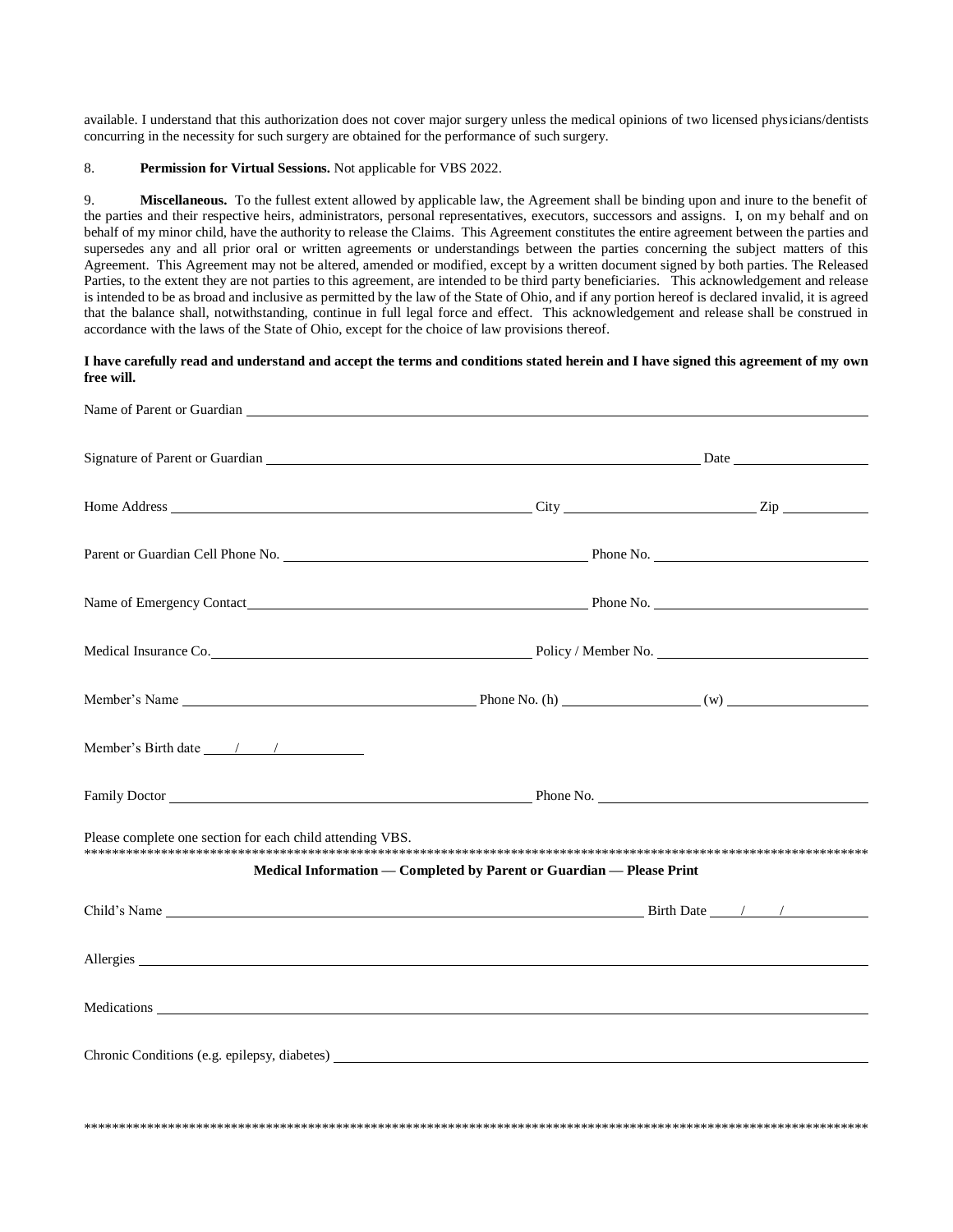available. I understand that this authorization does not cover major surgery unless the medical opinions of two licensed physicians/dentists concurring in the necessity for such surgery are obtained for the performance of such surgery.

8. **Permission for Virtual Sessions.** Not applicable for VBS 2022.

9. **Miscellaneous.** To the fullest extent allowed by applicable law, the Agreement shall be binding upon and inure to the benefit of the parties and their respective heirs, administrators, personal representatives, executors, successors and assigns. I, on my behalf and on behalf of my minor child, have the authority to release the Claims. This Agreement constitutes the entire agreement between the parties and supersedes any and all prior oral or written agreements or understandings between the parties concerning the subject matters of this Agreement. This Agreement may not be altered, amended or modified, except by a written document signed by both parties. The Released Parties, to the extent they are not parties to this agreement, are intended to be third party beneficiaries. This acknowledgement and release is intended to be as broad and inclusive as permitted by the law of the State of Ohio, and if any portion hereof is declared invalid, it is agreed that the balance shall, notwithstanding, continue in full legal force and effect. This acknowledgement and release shall be construed in accordance with the laws of the State of Ohio, except for the choice of law provisions thereof.

**I have carefully read and understand and accept the terms and conditions stated herein and I have signed this agreement of my own free will.**

Name of Parent or Guardian ____________________________________________

Signature of Parent or Guardian ______________________________ Date ____________

Home Address ______________________________ City ______________ Zip ________

Parent or Guardian Cell Phone No. ______________________ Phone No. ______________

Name of Emergency Contact ______________________ Phone No. ______________

Medical Insurance Co. ______________________ Policy / Member No. ______________

Member's Name ______________________ Phone No. (h) __________ (w) __________

Member's Birth date ____/____/________

Family Doctor ______________________ Phone No. ______________

Please complete one section for each child attending VBS.

*************************************************************************************************************

**Medical Information — Completed by Parent or Guardian — Please Print**

Child's Name ______________________________ Birth Date ____/____/________

Allergies ____________________________________________

Medications ____________________________________________

Chronic Conditions (e.g. epilepsy, diabetes) ______________________________

*************************************************************************************************************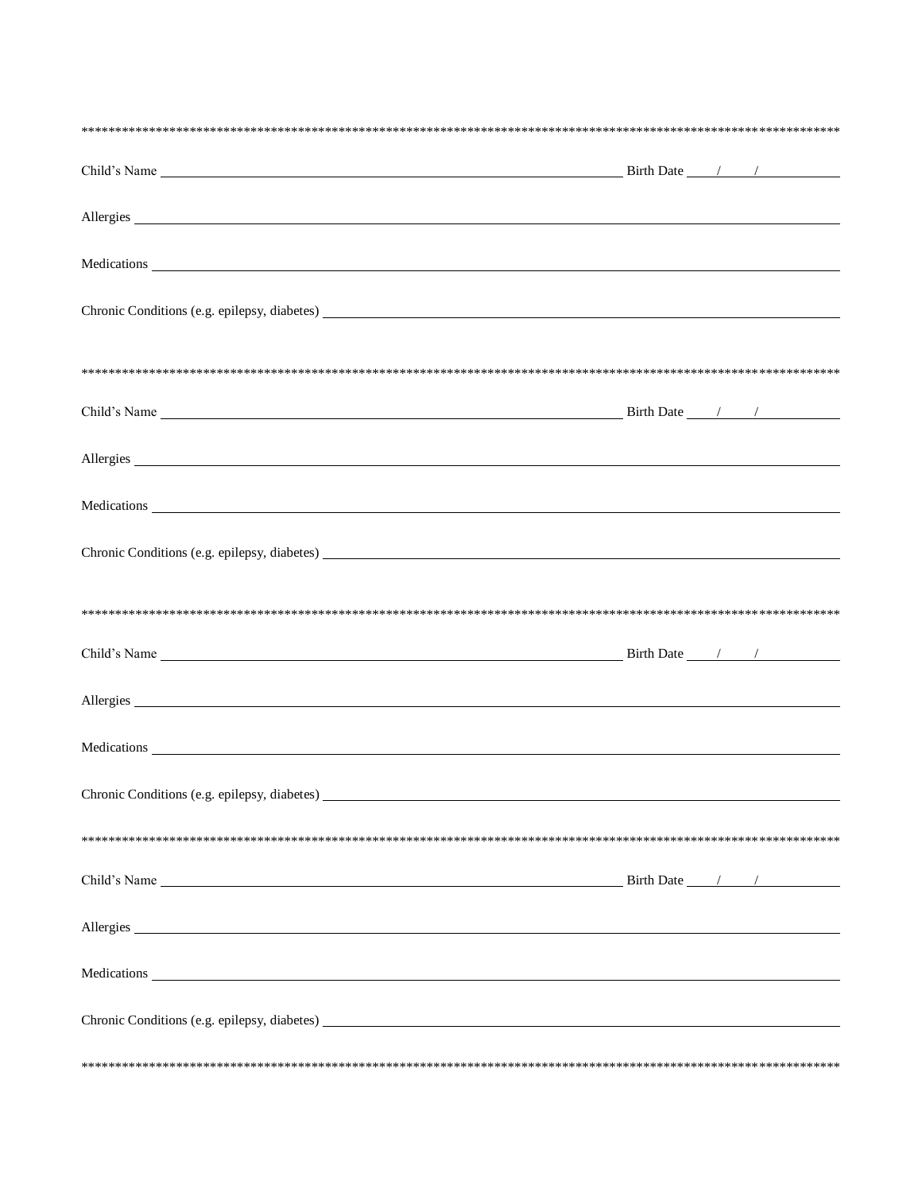************************************************************************************************************************

Child's Name \_\_\_\_\_\_\_\_\_\_\_\_\_\_\_\_\_\_\_\_\_\_\_\_\_\_\_\_\_\_\_\_\_\_\_\_\_\_\_\_\_\_\_\_\_\_\_\_\_\_\_\_ Birth Date \_\_\_\_/\_\_\_\_/\_\_\_\_\_\_\_\_

Allergies \_\_\_\_\_\_\_\_\_\_\_\_\_\_\_\_\_\_\_\_\_\_\_\_\_\_\_\_\_\_\_\_\_\_\_\_\_\_\_\_\_\_\_\_\_\_\_\_\_\_\_\_\_\_\_\_\_\_\_\_\_\_\_\_\_\_\_\_\_\_\_\_\_\_\_\_

Medications \_\_\_\_\_\_\_\_\_\_\_\_\_\_\_\_\_\_\_\_\_\_\_\_\_\_\_\_\_\_\_\_\_\_\_\_\_\_\_\_\_\_\_\_\_\_\_\_\_\_\_\_\_\_\_\_\_\_\_\_\_\_\_\_\_\_\_\_\_\_\_\_\_

Chronic Conditions (e.g. epilepsy, diabetes) \_\_\_\_\_\_\_\_\_\_\_\_\_\_\_\_\_\_\_\_\_\_\_\_\_\_\_\_\_\_\_\_\_\_\_\_\_\_\_\_\_\_\_\_\_\_\_\_\_\_\_\_

************************************************************************************************************************

Child's Name \_\_\_\_\_\_\_\_\_\_\_\_\_\_\_\_\_\_\_\_\_\_\_\_\_\_\_\_\_\_\_\_\_\_\_\_\_\_\_\_\_\_\_\_\_\_\_\_\_\_\_\_ Birth Date \_\_\_\_/\_\_\_\_/\_\_\_\_\_\_\_\_

Allergies \_\_\_\_\_\_\_\_\_\_\_\_\_\_\_\_\_\_\_\_\_\_\_\_\_\_\_\_\_\_\_\_\_\_\_\_\_\_\_\_\_\_\_\_\_\_\_\_\_\_\_\_\_\_\_\_\_\_\_\_\_\_\_\_\_\_\_\_\_\_\_\_\_\_\_\_

Medications \_\_\_\_\_\_\_\_\_\_\_\_\_\_\_\_\_\_\_\_\_\_\_\_\_\_\_\_\_\_\_\_\_\_\_\_\_\_\_\_\_\_\_\_\_\_\_\_\_\_\_\_\_\_\_\_\_\_\_\_\_\_\_\_\_\_\_\_\_\_\_\_\_

Chronic Conditions (e.g. epilepsy, diabetes) \_\_\_\_\_\_\_\_\_\_\_\_\_\_\_\_\_\_\_\_\_\_\_\_\_\_\_\_\_\_\_\_\_\_\_\_\_\_\_\_\_\_\_\_\_\_\_\_\_\_\_\_

************************************************************************************************************************

Child's Name \_\_\_\_\_\_\_\_\_\_\_\_\_\_\_\_\_\_\_\_\_\_\_\_\_\_\_\_\_\_\_\_\_\_\_\_\_\_\_\_\_\_\_\_\_\_\_\_\_\_\_\_ Birth Date \_\_\_\_/\_\_\_\_/\_\_\_\_\_\_\_\_

Allergies \_\_\_\_\_\_\_\_\_\_\_\_\_\_\_\_\_\_\_\_\_\_\_\_\_\_\_\_\_\_\_\_\_\_\_\_\_\_\_\_\_\_\_\_\_\_\_\_\_\_\_\_\_\_\_\_\_\_\_\_\_\_\_\_\_\_\_\_\_\_\_\_\_\_\_\_

Medications \_\_\_\_\_\_\_\_\_\_\_\_\_\_\_\_\_\_\_\_\_\_\_\_\_\_\_\_\_\_\_\_\_\_\_\_\_\_\_\_\_\_\_\_\_\_\_\_\_\_\_\_\_\_\_\_\_\_\_\_\_\_\_\_\_\_\_\_\_\_\_\_\_

Chronic Conditions (e.g. epilepsy, diabetes) \_\_\_\_\_\_\_\_\_\_\_\_\_\_\_\_\_\_\_\_\_\_\_\_\_\_\_\_\_\_\_\_\_\_\_\_\_\_\_\_\_\_\_\_\_\_\_\_\_\_\_\_

************************************************************************************************************************

Child's Name \_\_\_\_\_\_\_\_\_\_\_\_\_\_\_\_\_\_\_\_\_\_\_\_\_\_\_\_\_\_\_\_\_\_\_\_\_\_\_\_\_\_\_\_\_\_\_\_\_\_\_\_ Birth Date \_\_\_\_/\_\_\_\_/\_\_\_\_\_\_\_\_

Allergies \_\_\_\_\_\_\_\_\_\_\_\_\_\_\_\_\_\_\_\_\_\_\_\_\_\_\_\_\_\_\_\_\_\_\_\_\_\_\_\_\_\_\_\_\_\_\_\_\_\_\_\_\_\_\_\_\_\_\_\_\_\_\_\_\_\_\_\_\_\_\_\_\_\_\_\_

Medications \_\_\_\_\_\_\_\_\_\_\_\_\_\_\_\_\_\_\_\_\_\_\_\_\_\_\_\_\_\_\_\_\_\_\_\_\_\_\_\_\_\_\_\_\_\_\_\_\_\_\_\_\_\_\_\_\_\_\_\_\_\_\_\_\_\_\_\_\_\_\_\_\_

Chronic Conditions (e.g. epilepsy, diabetes) \_\_\_\_\_\_\_\_\_\_\_\_\_\_\_\_\_\_\_\_\_\_\_\_\_\_\_\_\_\_\_\_\_\_\_\_\_\_\_\_\_\_\_\_\_\_\_\_\_\_\_\_

************************************************************************************************************************